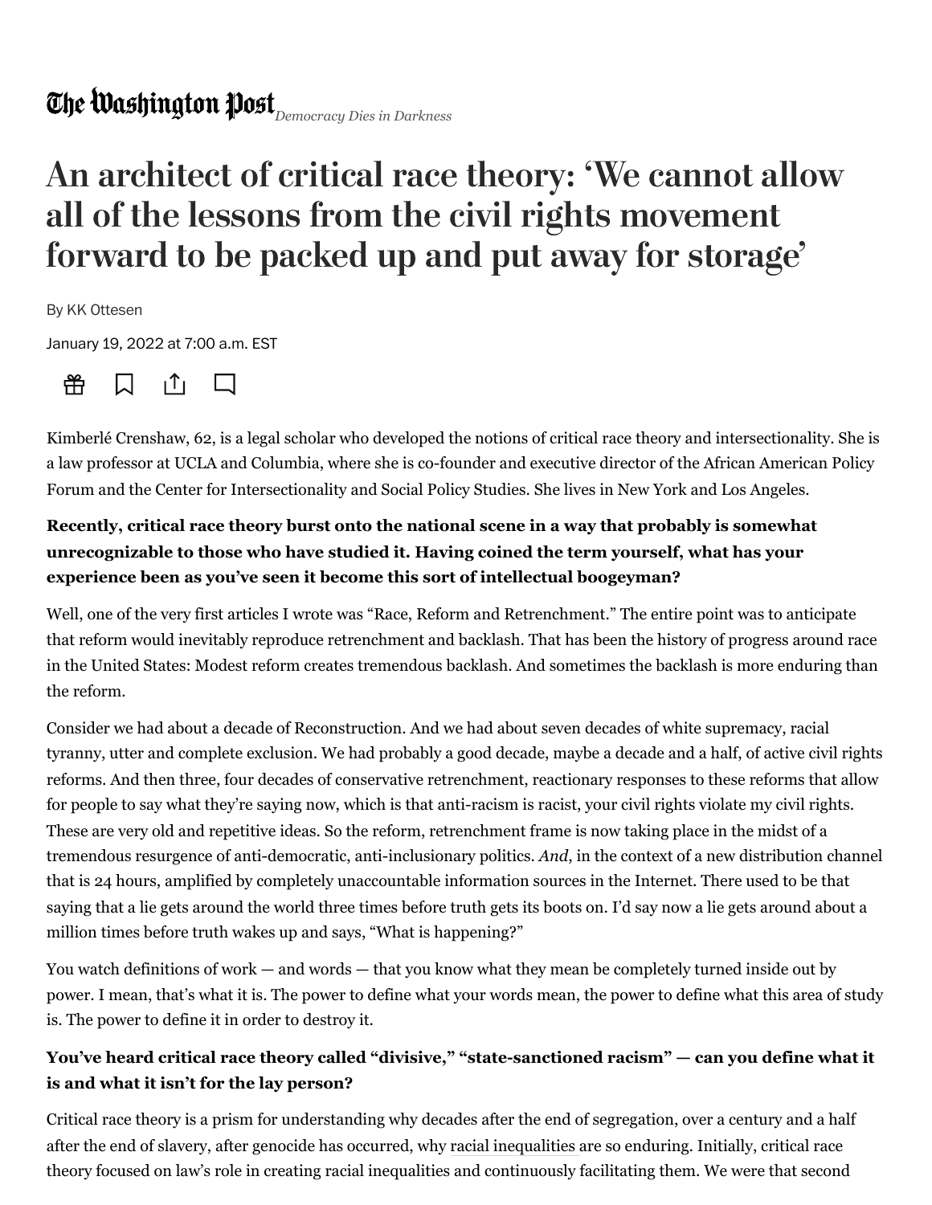The Washington Post *Democracy Dies in Darkness*

# An architect of critical race theory: 'We cannot allow all of the lessons from the civil rights movement forward to be packed up and put away for storage'

By KK Ottesen

January 19, 2022 at 7:00 a.m. EST

Kimberlé Crenshaw, 62, is a legal scholar who developed the notions of critical race theory and intersectionality. She is a law professor at UCLA and Columbia, where she is co-founder and executive director of the African American Policy Forum and the Center for Intersectionality and Social Policy Studies. She lives in New York and Los Angeles.

**Recently, critical race theory burst onto the national scene in a way that probably is somewhat unrecognizable to those who have studied it. Having coined the term yourself, what has your experience been as you've seen it become this sort of intellectual boogeyman?**

Well, one of the very first articles I wrote was "Race, Reform and Retrenchment." The entire point was to anticipate that reform would inevitably reproduce retrenchment and backlash. That has been the history of progress around race in the United States: Modest reform creates tremendous backlash. And sometimes the backlash is more enduring than the reform.

Consider we had about a decade of Reconstruction. And we had about seven decades of white supremacy, racial tyranny, utter and complete exclusion. We had probably a good decade, maybe a decade and a half, of active civil rights reforms. And then three, four decades of conservative retrenchment, reactionary responses to these reforms that allow for people to say what they're saying now, which is that anti-racism is racist, your civil rights violate my civil rights. These are very old and repetitive ideas. So the reform, retrenchment frame is now taking place in the midst of a tremendous resurgence of anti-democratic, anti-inclusionary politics. *And*, in the context of a new distribution channel that is 24 hours, amplified by completely unaccountable information sources in the Internet. There used to be that saying that a lie gets around the world three times before truth gets its boots on. I'd say now a lie gets around about a million times before truth wakes up and says, "What is happening?"

You watch definitions of work — and words — that you know what they mean be completely turned inside out by power. I mean, that's what it is. The power to define what your words mean, the power to define what this area of study is. The power to define it in order to destroy it.

**You've heard critical race theory called "divisive," "state-sanctioned racism" — can you define what it is and what it isn't for the lay person?**

Critical race theory is a prism for understanding why decades after the end of segregation, over a century and a half after the end of slavery, after genocide has occurred, why racial inequalities are so enduring. Initially, critical race theory focused on law's role in creating racial inequalities and continuously facilitating them. We were that second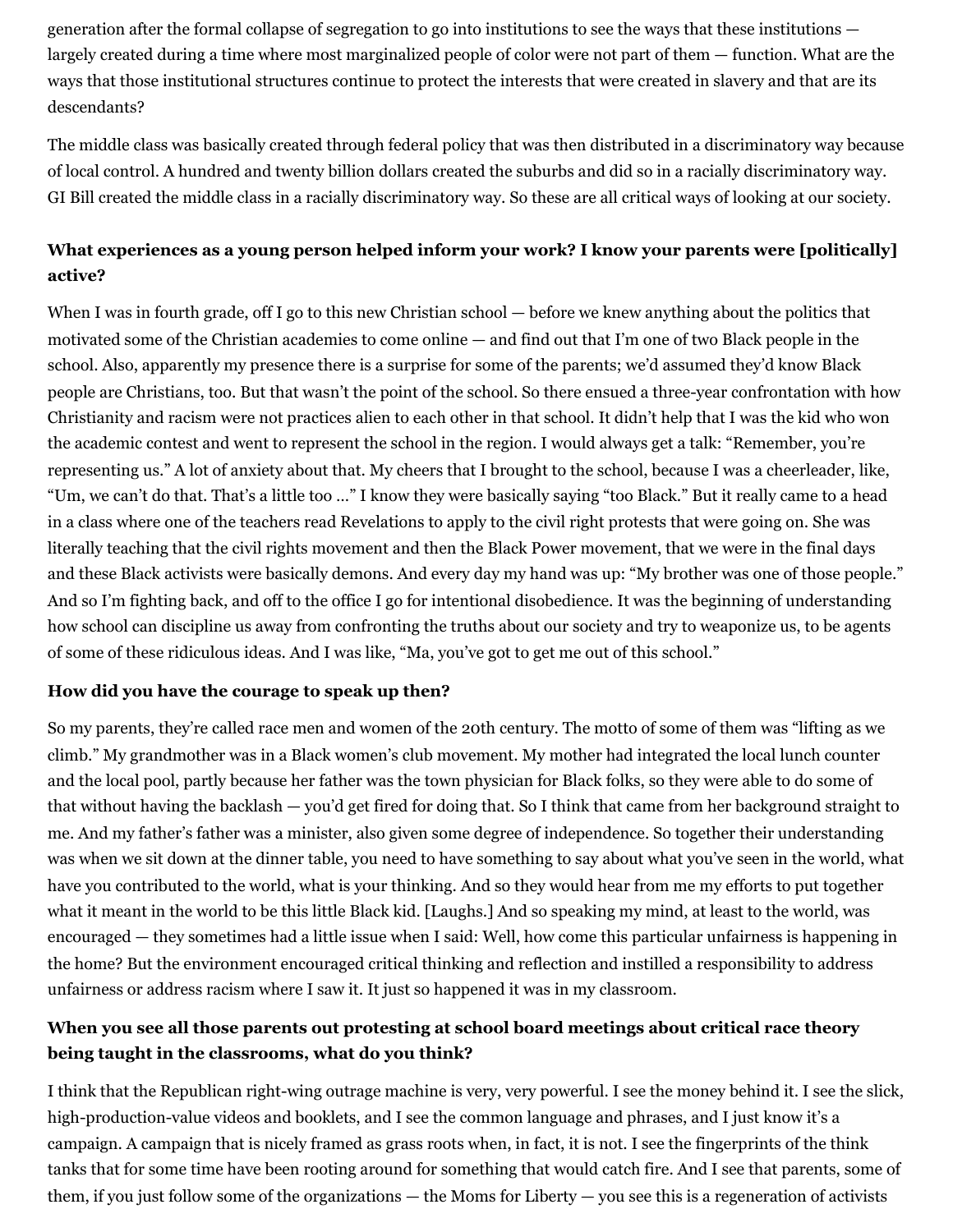generation after the formal collapse of segregation to go into institutions to see the ways that these institutions — largely created during a time where most marginalized people of color were not part of them — function. What are the ways that those institutional structures continue to protect the interests that were created in slavery and that are its descendants?

The middle class was basically created through federal policy that was then distributed in a discriminatory way because of local control. A hundred and twenty billion dollars created the suburbs and did so in a racially discriminatory way. GI Bill created the middle class in a racially discriminatory way. So these are all critical ways of looking at our society.

**What experiences as a young person helped inform your work? I know your parents were [politically] active?**

When I was in fourth grade, off I go to this new Christian school — before we knew anything about the politics that motivated some of the Christian academies to come online — and find out that I'm one of two Black people in the school. Also, apparently my presence there is a surprise for some of the parents; we'd assumed they'd know Black people are Christians, too. But that wasn't the point of the school. So there ensued a three-year confrontation with how Christianity and racism were not practices alien to each other in that school. It didn't help that I was the kid who won the academic contest and went to represent the school in the region. I would always get a talk: "Remember, you're representing us." A lot of anxiety about that. My cheers that I brought to the school, because I was a cheerleader, like, "Um, we can't do that. That's a little too …" I know they were basically saying "too Black." But it really came to a head in a class where one of the teachers read Revelations to apply to the civil right protests that were going on. She was literally teaching that the civil rights movement and then the Black Power movement, that we were in the final days and these Black activists were basically demons. And every day my hand was up: "My brother was one of those people." And so I'm fighting back, and off to the office I go for intentional disobedience. It was the beginning of understanding how school can discipline us away from confronting the truths about our society and try to weaponize us, to be agents of some of these ridiculous ideas. And I was like, "Ma, you've got to get me out of this school."

**How did you have the courage to speak up then?**

So my parents, they're called race men and women of the 20th century. The motto of some of them was "lifting as we climb." My grandmother was in a Black women's club movement. My mother had integrated the local lunch counter and the local pool, partly because her father was the town physician for Black folks, so they were able to do some of that without having the backlash — you'd get fired for doing that. So I think that came from her background straight to me. And my father's father was a minister, also given some degree of independence. So together their understanding was when we sit down at the dinner table, you need to have something to say about what you've seen in the world, what have you contributed to the world, what is your thinking. And so they would hear from me my efforts to put together what it meant in the world to be this little Black kid. [Laughs.] And so speaking my mind, at least to the world, was encouraged — they sometimes had a little issue when I said: Well, how come this particular unfairness is happening in the home? But the environment encouraged critical thinking and reflection and instilled a responsibility to address unfairness or address racism where I saw it. It just so happened it was in my classroom.

**When you see all those parents out protesting at school board meetings about critical race theory being taught in the classrooms, what do you think?**

I think that the Republican right-wing outrage machine is very, very powerful. I see the money behind it. I see the slick, high-production-value videos and booklets, and I see the common language and phrases, and I just know it's a campaign. A campaign that is nicely framed as grass roots when, in fact, it is not. I see the fingerprints of the think tanks that for some time have been rooting around for something that would catch fire. And I see that parents, some of them, if you just follow some of the organizations — the Moms for Liberty — you see this is a regeneration of activists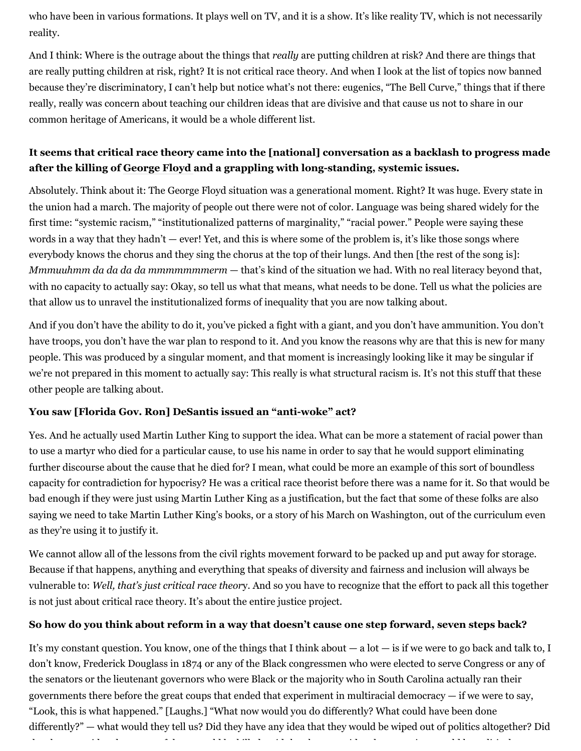who have been in various formations. It plays well on TV, and it is a show. It's like reality TV, which is not necessarily reality.

And I think: Where is the outrage about the things that *really* are putting children at risk? And there are things that are really putting children at risk, right? It is not critical race theory. And when I look at the list of topics now banned because they're discriminatory, I can't help but notice what's not there: eugenics, "The Bell Curve," things that if there really, really was concern about teaching our children ideas that are divisive and that cause us not to share in our common heritage of Americans, it would be a whole different list.

**It seems that critical race theory came into the [national] conversation as a backlash to progress made after the killing of George Floyd and a grappling with long-standing, systemic issues.**

Absolutely. Think about it: The George Floyd situation was a generational moment. Right? It was huge. Every state in the union had a march. The majority of people out there were not of color. Language was being shared widely for the first time: "systemic racism," "institutionalized patterns of marginality," "racial power." People were saying these words in a way that they hadn't — ever! Yet, and this is where some of the problem is, it's like those songs where everybody knows the chorus and they sing the chorus at the top of their lungs. And then [the rest of the song is]: *Mmmuuhmm da da da da mmmmmmmerm* — that's kind of the situation we had. With no real literacy beyond that, with no capacity to actually say: Okay, so tell us what that means, what needs to be done. Tell us what the policies are that allow us to unravel the institutionalized forms of inequality that you are now talking about.

And if you don't have the ability to do it, you've picked a fight with a giant, and you don't have ammunition. You don't have troops, you don't have the war plan to respond to it. And you know the reasons why are that this is new for many people. This was produced by a singular moment, and that moment is increasingly looking like it may be singular if we're not prepared in this moment to actually say: This really is what structural racism is. It's not this stuff that these other people are talking about.

**You saw [Florida Gov. Ron] DeSantis issued an "anti-woke" act?**

Yes. And he actually used Martin Luther King to support the idea. What can be more a statement of racial power than to use a martyr who died for a particular cause, to use his name in order to say that he would support eliminating further discourse about the cause that he died for? I mean, what could be more an example of this sort of boundless capacity for contradiction for hypocrisy? He was a critical race theorist before there was a name for it. So that would be bad enough if they were just using Martin Luther King as a justification, but the fact that some of these folks are also saying we need to take Martin Luther King's books, or a story of his March on Washington, out of the curriculum even as they're using it to justify it.

We cannot allow all of the lessons from the civil rights movement forward to be packed up and put away for storage. Because if that happens, anything and everything that speaks of diversity and fairness and inclusion will always be vulnerable to: *Well, that's just critical race theory*. And so you have to recognize that the effort to pack all this together is not just about critical race theory. It's about the entire justice project.

**So how do you think about reform in a way that doesn't cause one step forward, seven steps back?**

It's my constant question. You know, one of the things that I think about — a lot — is if we were to go back and talk to, I don't know, Frederick Douglass in 1874 or any of the Black congressmen who were elected to serve Congress or any of the senators or the lieutenant governors who were Black or the majority who in South Carolina actually ran their governments there before the great coups that ended that experiment in multiracial democracy — if we were to say, "Look, this is what happened." [Laughs.] "What now would you do differently? What could have been done differently?" — what would they tell us? Did they have any idea that they would be wiped out of politics altogether? Did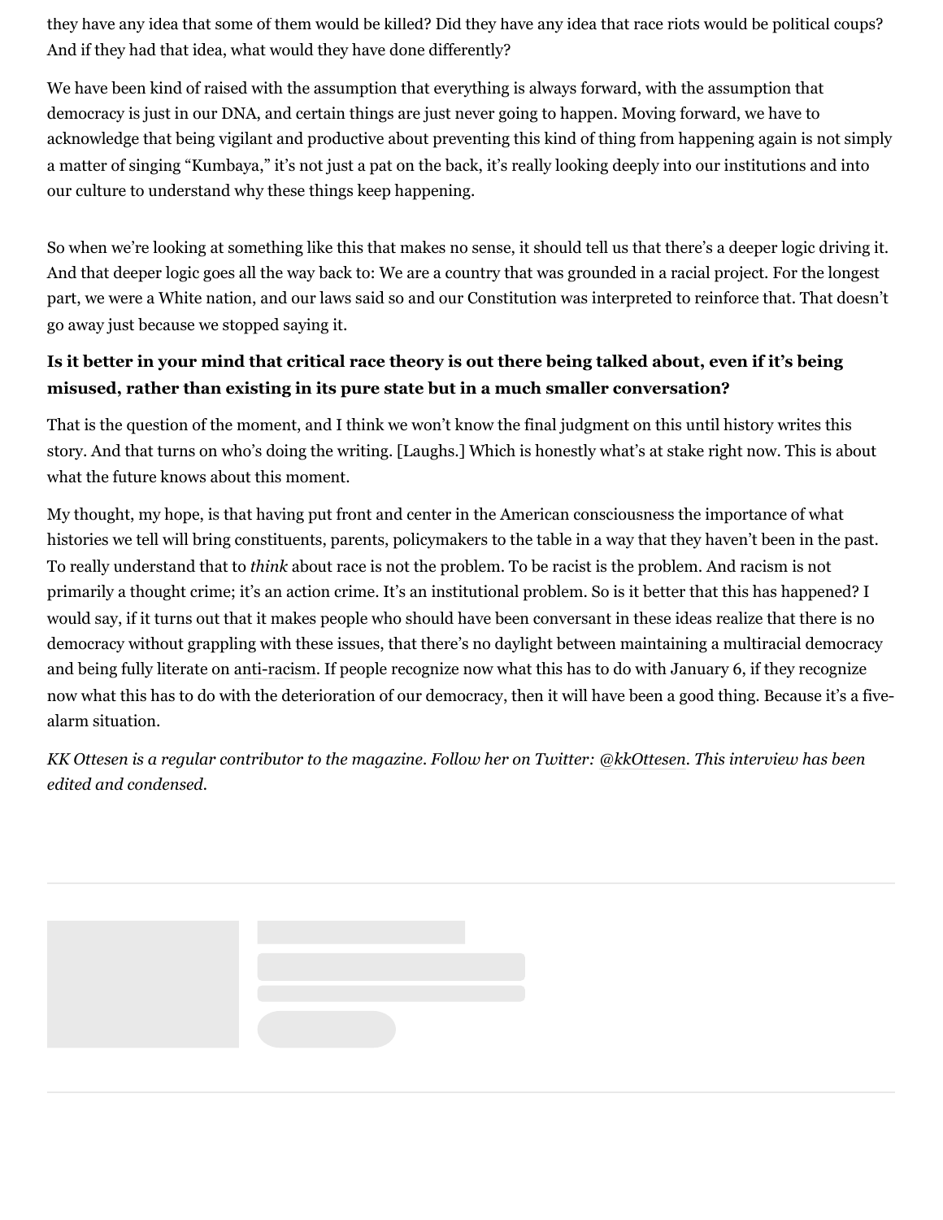they have any idea that some of them would be killed? Did they have any idea that race riots would be political coups? And if they had that idea, what would they have done differently?

We have been kind of raised with the assumption that everything is always forward, with the assumption that democracy is just in our DNA, and certain things are just never going to happen. Moving forward, we have to acknowledge that being vigilant and productive about preventing this kind of thing from happening again is not simply a matter of singing "Kumbaya," it's not just a pat on the back, it's really looking deeply into our institutions and into our culture to understand why these things keep happening.

So when we're looking at something like this that makes no sense, it should tell us that there's a deeper logic driving it. And that deeper logic goes all the way back to: We are a country that was grounded in a racial project. For the longest part, we were a White nation, and our laws said so and our Constitution was interpreted to reinforce that. That doesn't go away just because we stopped saying it.

**Is it better in your mind that critical race theory is out there being talked about, even if it's being misused, rather than existing in its pure state but in a much smaller conversation?**

That is the question of the moment, and I think we won't know the final judgment on this until history writes this story. And that turns on who's doing the writing. [Laughs.] Which is honestly what's at stake right now. This is about what the future knows about this moment.

My thought, my hope, is that having put front and center in the American consciousness the importance of what histories we tell will bring constituents, parents, policymakers to the table in a way that they haven't been in the past. To really understand that to *think* about race is not the problem. To be racist is the problem. And racism is not primarily a thought crime; it's an action crime. It's an institutional problem. So is it better that this has happened? I would say, if it turns out that it makes people who should have been conversant in these ideas realize that there is no democracy without grappling with these issues, that there's no daylight between maintaining a multiracial democracy and being fully literate on anti-racism. If people recognize now what this has to do with January 6, if they recognize now what this has to do with the deterioration of our democracy, then it will have been a good thing. Because it's a five-alarm situation.

*KK Ottesen is a regular contributor to the magazine. Follow her on Twitter: @kkOttesen. This interview has been edited and condensed.*